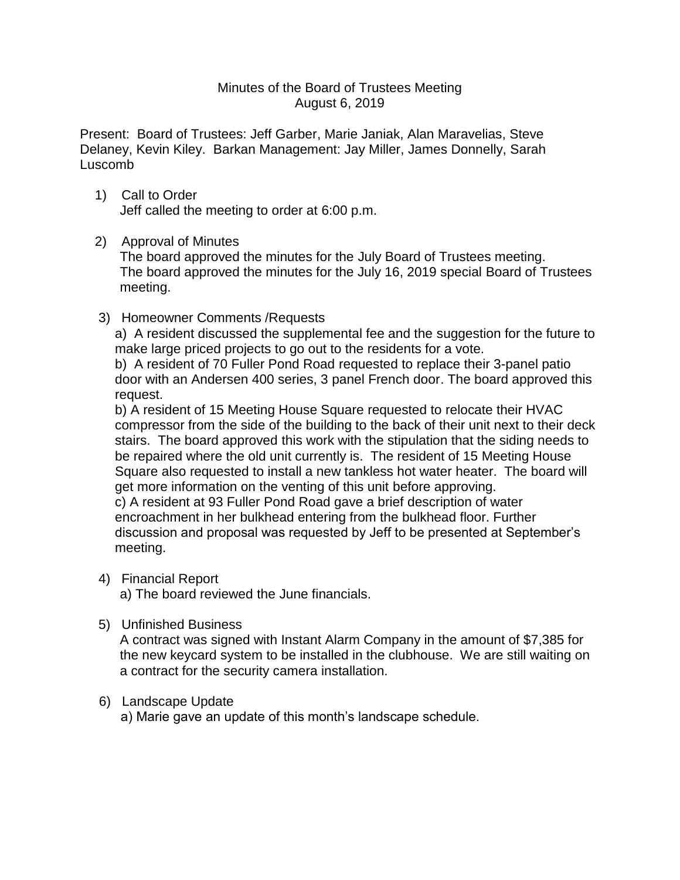# Minutes of the Board of Trustees Meeting
## August 6, 2019

Present: Board of Trustees: Jeff Garber, Marie Janiak, Alan Maravelias, Steve Delaney, Kevin Kiley. Barkan Management: Jay Miller, James Donnelly, Sarah Luscomb

1) Call to Order
   Jeff called the meeting to order at 6:00 p.m.

2) Approval of Minutes
   The board approved the minutes for the July Board of Trustees meeting.
   The board approved the minutes for the July 16, 2019 special Board of Trustees meeting.

3) Homeowner Comments /Requests
   a) A resident discussed the supplemental fee and the suggestion for the future to make large priced projects to go out to the residents for a vote.
   b) A resident of 70 Fuller Pond Road requested to replace their 3-panel patio door with an Andersen 400 series, 3 panel French door. The board approved this request.
   b) A resident of 15 Meeting House Square requested to relocate their HVAC compressor from the side of the building to the back of their unit next to their deck stairs. The board approved this work with the stipulation that the siding needs to be repaired where the old unit currently is. The resident of 15 Meeting House Square also requested to install a new tankless hot water heater. The board will get more information on the venting of this unit before approving.
   c) A resident at 93 Fuller Pond Road gave a brief description of water encroachment in her bulkhead entering from the bulkhead floor. Further discussion and proposal was requested by Jeff to be presented at September's meeting.

4) Financial Report
   a) The board reviewed the June financials.

5) Unfinished Business
   A contract was signed with Instant Alarm Company in the amount of $7,385 for the new keycard system to be installed in the clubhouse. We are still waiting on a contract for the security camera installation.

6) Landscape Update
   a) Marie gave an update of this month's landscape schedule.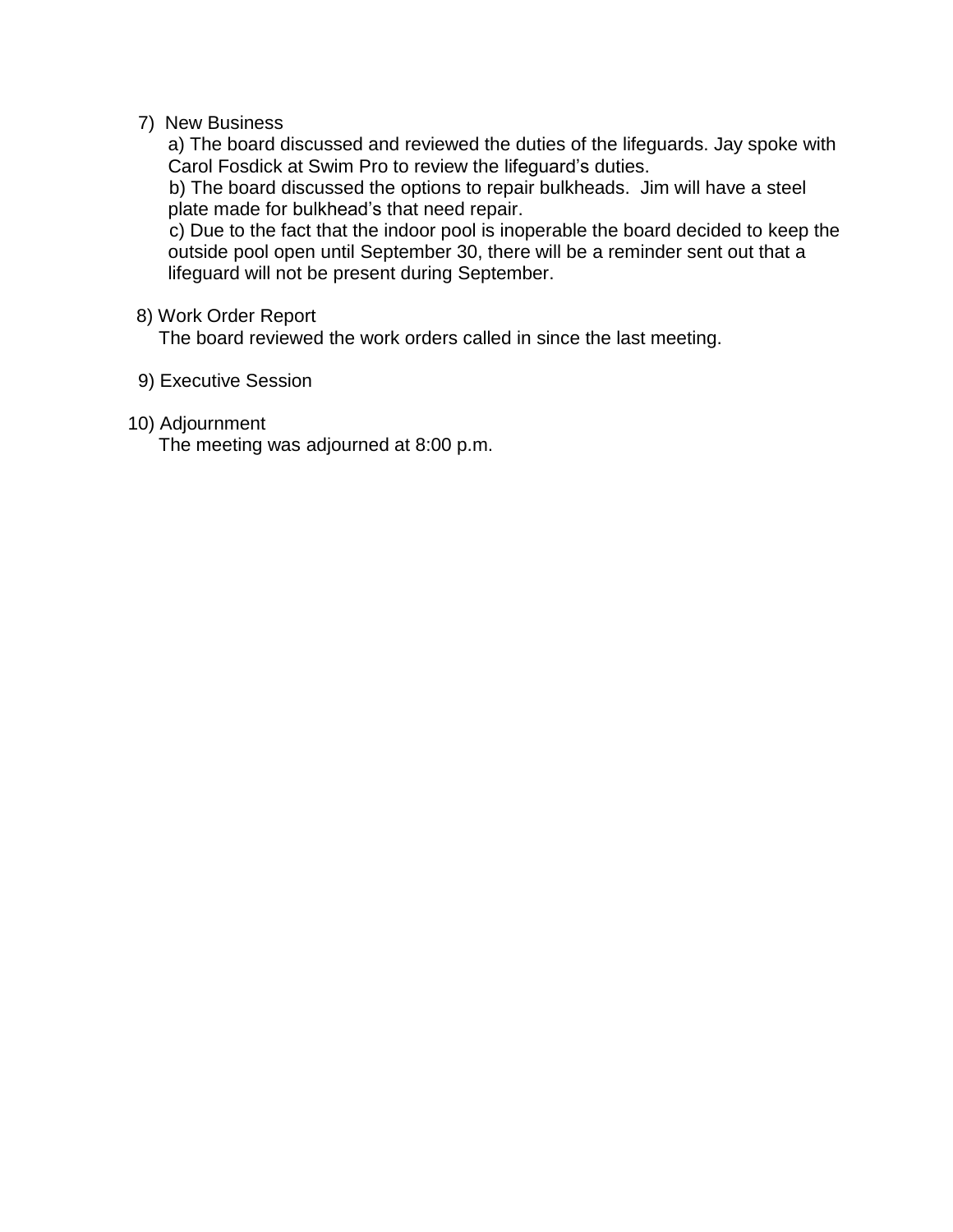7) New Business

a) The board discussed and reviewed the duties of the lifeguards. Jay spoke with Carol Fosdick at Swim Pro to review the lifeguard's duties.

b) The board discussed the options to repair bulkheads. Jim will have a steel plate made for bulkhead's that need repair.

c) Due to the fact that the indoor pool is inoperable the board decided to keep the outside pool open until September 30, there will be a reminder sent out that a lifeguard will not be present during September.

8) Work Order Report

The board reviewed the work orders called in since the last meeting.

9) Executive Session

10) Adjournment

The meeting was adjourned at 8:00 p.m.